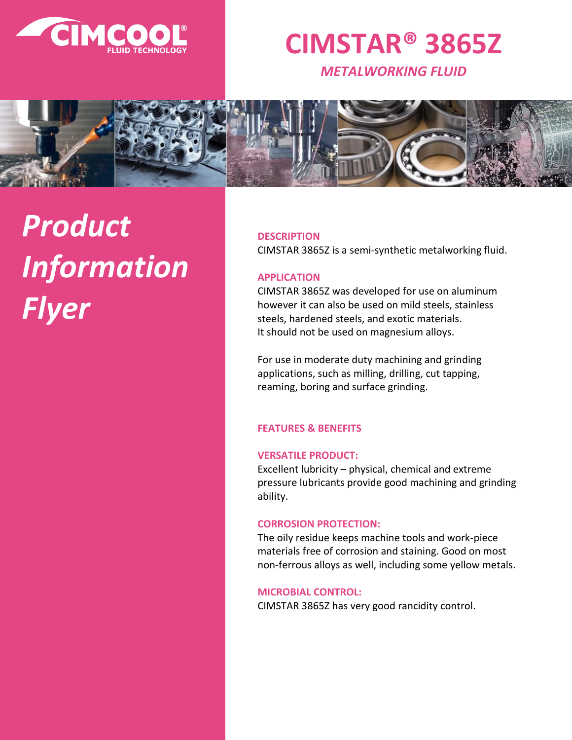CIMCOOL® FLUID TECHNOLOGY

# CIMSTAR® 3865Z

*METALWORKING FLUID*

## *Product Information Flyer*

### DESCRIPTION

CIMSTAR 3865Z is a semi-synthetic metalworking fluid.

### APPLICATION

CIMSTAR 3865Z was developed for use on aluminum however it can also be used on mild steels, stainless steels, hardened steels, and exotic materials. It should not be used on magnesium alloys.

For use in moderate duty machining and grinding applications, such as milling, drilling, cut tapping, reaming, boring and surface grinding.

### FEATURES & BENEFITS

**VERSATILE PRODUCT:**

Excellent lubricity – physical, chemical and extreme pressure lubricants provide good machining and grinding ability.

**CORROSION PROTECTION:**

The oily residue keeps machine tools and work-piece materials free of corrosion and staining. Good on most non-ferrous alloys as well, including some yellow metals.

**MICROBIAL CONTROL:**

CIMSTAR 3865Z has very good rancidity control.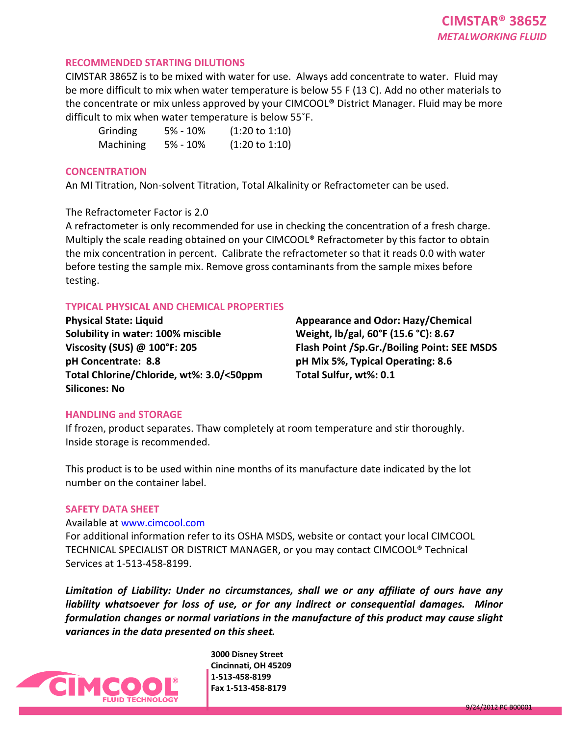## RECOMMENDED STARTING DILUTIONS

CIMSTAR 3865Z is to be mixed with water for use. Always add concentrate to water. Fluid may be more difficult to mix when water temperature is below 55 F (13 C). Add no other materials to the concentrate or mix unless approved by your CIMCOOL® District Manager. Fluid may be more difficult to mix when water temperature is below 55˚F.

| | | |
|---|---|---|
| Grinding | 5% - 10% | (1:20 to 1:10) |
| Machining | 5% - 10% | (1:20 to 1:10) |

## CONCENTRATION

An MI Titration, Non-solvent Titration, Total Alkalinity or Refractometer can be used.

The Refractometer Factor is 2.0

A refractometer is only recommended for use in checking the concentration of a fresh charge. Multiply the scale reading obtained on your CIMCOOL® Refractometer by this factor to obtain the mix concentration in percent. Calibrate the refractometer so that it reads 0.0 with water before testing the sample mix. Remove gross contaminants from the sample mixes before testing.

## TYPICAL PHYSICAL AND CHEMICAL PROPERTIES

**Physical State: Liquid**

**Solubility in water: 100% miscible**

**Viscosity (SUS) @ 100°F: 205**

**pH Concentrate: 8.8**

**Total Chlorine/Chloride, wt%: 3.0/<50ppm**

**Silicones: No**

**Appearance and Odor: Hazy/Chemical**

**Weight, lb/gal, 60°F (15.6 °C): 8.67**

**Flash Point /Sp.Gr./Boiling Point: SEE MSDS**

**pH Mix 5%, Typical Operating: 8.6**

**Total Sulfur, wt%: 0.1**

## HANDLING and STORAGE

If frozen, product separates. Thaw completely at room temperature and stir thoroughly. Inside storage is recommended.

This product is to be used within nine months of its manufacture date indicated by the lot number on the container label.

## SAFETY DATA SHEET

Available at www.cimcool.com

For additional information refer to its OSHA MSDS, website or contact your local CIMCOOL TECHNICAL SPECIALIST OR DISTRICT MANAGER, or you may contact CIMCOOL® Technical Services at 1-513-458-8199.

***Limitation of Liability: Under no circumstances, shall we or any affiliate of ours have any liability whatsoever for loss of use, or for any indirect or consequential damages. Minor formulation changes or normal variations in the manufacture of this product may cause slight variances in the data presented on this sheet.***

CIMCOOL® FLUID TECHNOLOGY

**3000 Disney Street**
**Cincinnati, OH 45209**
**1-513-458-8199**
**Fax 1-513-458-8179**

9/24/2012 PC B00001